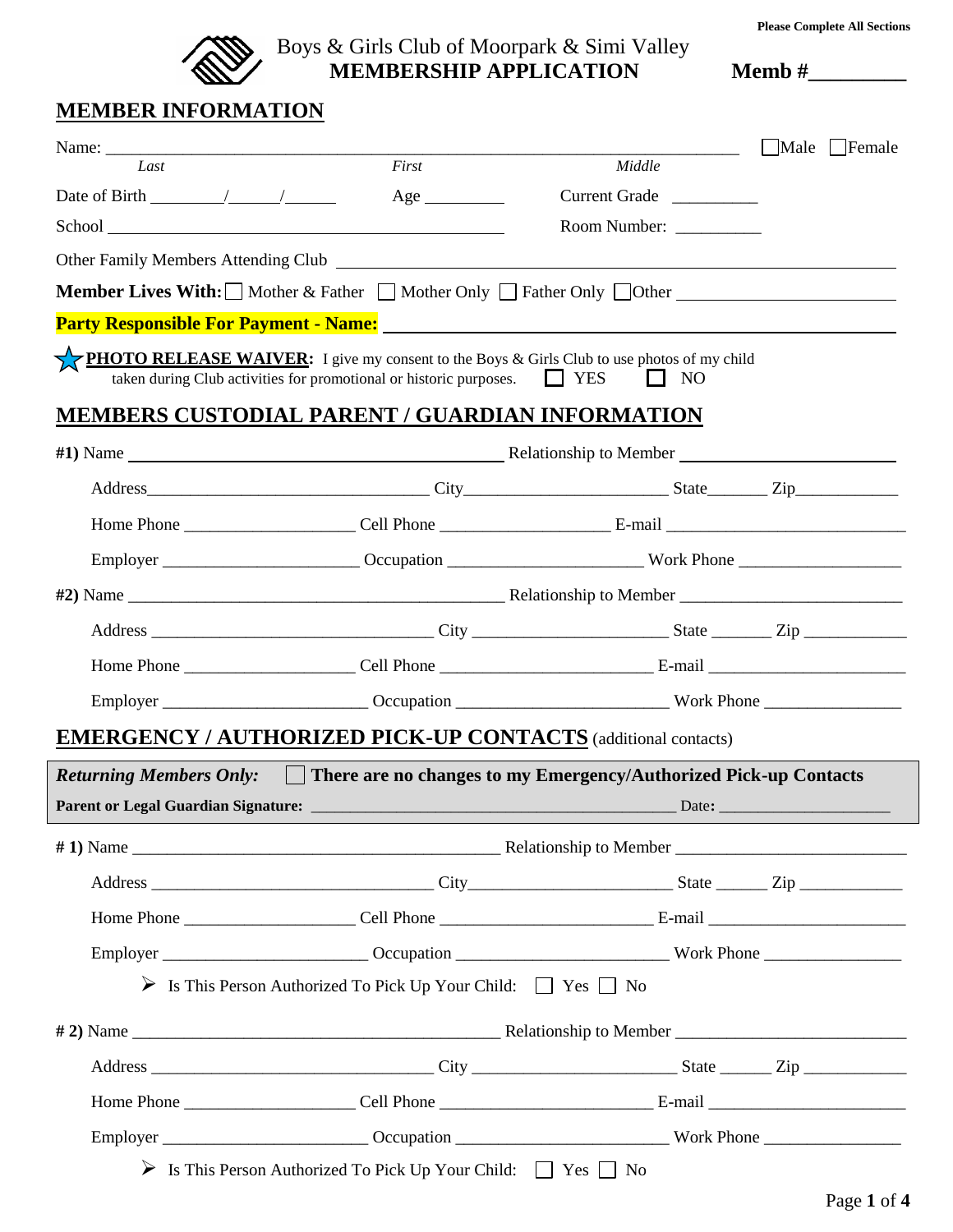Please Complete All Sections

Boys & Girls Club of Moorpark & Simi Valley
**MEMBERSHIP APPLICATION**

**Memb #\_\_\_\_\_\_\_\_\_**

## MEMBER INFORMATION

Name: \_\_\_\_\_\_\_\_\_\_\_\_\_\_\_\_\_\_\_\_\_\_\_\_\_\_\_\_\_\_\_\_\_\_\_\_\_\_\_\_\_\_\_\_\_\_\_\_\_\_\_\_\_\_\_\_\_\_\_\_\_\_\_\_ ☐ Male ☐ Female
*Last* *First* *Middle*

Date of Birth \_\_\_\_\_\_\_/\_\_\_\_\_/\_\_\_\_\_ Age \_\_\_\_\_\_\_\_ Current Grade \_\_\_\_\_\_\_\_\_

School \_\_\_\_\_\_\_\_\_\_\_\_\_\_\_\_\_\_\_\_\_\_\_\_\_\_\_\_\_\_\_\_\_\_\_\_\_\_\_\_\_\_ Room Number: \_\_\_\_\_\_\_\_\_

Other Family Members Attending Club \_\_\_\_\_\_\_\_\_\_\_\_\_\_\_\_\_\_\_\_\_\_\_\_\_\_\_\_\_\_\_\_\_\_\_\_\_\_\_\_\_\_\_\_\_\_\_\_\_\_\_\_\_\_\_\_

**Member Lives With:** ☐ Mother & Father ☐ Mother Only ☐ Father Only ☐ Other \_\_\_\_\_\_\_\_\_\_\_\_\_\_\_\_\_\_\_\_\_\_

**Party Responsible For Payment - Name:** \_\_\_\_\_\_\_\_\_\_\_\_\_\_\_\_\_\_\_\_\_\_\_\_\_\_\_\_\_\_\_\_\_\_\_\_\_\_\_\_\_\_\_\_\_\_\_\_\_\_\_\_

★ **PHOTO RELEASE WAIVER:** I give my consent to the Boys & Girls Club to use photos of my child taken during Club activities for promotional or historic purposes. ☐ YES ☐ NO

## MEMBERS CUSTODIAL PARENT / GUARDIAN INFORMATION

**#1)** Name \_\_\_\_\_\_\_\_\_\_\_\_\_\_\_\_\_\_\_\_\_\_\_\_\_\_\_\_\_\_\_\_\_\_\_\_\_\_\_\_ Relationship to Member \_\_\_\_\_\_\_\_\_\_\_\_\_\_\_\_\_\_\_\_\_\_

Address\_\_\_\_\_\_\_\_\_\_\_\_\_\_\_\_\_\_\_\_\_\_\_\_\_\_\_\_\_\_ City\_\_\_\_\_\_\_\_\_\_\_\_\_\_\_\_\_\_\_\_\_\_ State\_\_\_\_\_\_ Zip\_\_\_\_\_\_\_\_\_\_\_

Home Phone \_\_\_\_\_\_\_\_\_\_\_\_\_\_\_\_\_\_ Cell Phone \_\_\_\_\_\_\_\_\_\_\_\_\_\_\_\_\_\_ E-mail \_\_\_\_\_\_\_\_\_\_\_\_\_\_\_\_\_\_\_\_\_\_\_\_\_

Employer \_\_\_\_\_\_\_\_\_\_\_\_\_\_\_\_\_\_\_\_\_ Occupation \_\_\_\_\_\_\_\_\_\_\_\_\_\_\_\_\_\_\_\_\_ Work Phone \_\_\_\_\_\_\_\_\_\_\_\_\_\_\_\_\_

**#2)** Name \_\_\_\_\_\_\_\_\_\_\_\_\_\_\_\_\_\_\_\_\_\_\_\_\_\_\_\_\_\_\_\_\_\_\_\_\_\_\_\_ Relationship to Member \_\_\_\_\_\_\_\_\_\_\_\_\_\_\_\_\_\_\_\_\_\_

Address \_\_\_\_\_\_\_\_\_\_\_\_\_\_\_\_\_\_\_\_\_\_\_\_\_\_\_\_\_\_ City \_\_\_\_\_\_\_\_\_\_\_\_\_\_\_\_\_\_\_\_\_\_ State \_\_\_\_\_\_ Zip \_\_\_\_\_\_\_\_\_\_\_

Home Phone \_\_\_\_\_\_\_\_\_\_\_\_\_\_\_\_\_\_ Cell Phone \_\_\_\_\_\_\_\_\_\_\_\_\_\_\_\_\_\_\_\_\_\_ E-mail \_\_\_\_\_\_\_\_\_\_\_\_\_\_\_\_\_\_\_\_\_\_

Employer \_\_\_\_\_\_\_\_\_\_\_\_\_\_\_\_\_\_\_\_\_\_ Occupation \_\_\_\_\_\_\_\_\_\_\_\_\_\_\_\_\_\_\_\_\_\_\_ Work Phone \_\_\_\_\_\_\_\_\_\_\_\_\_\_\_

## EMERGENCY / AUTHORIZED PICK-UP CONTACTS (additional contacts)

***Returning Members Only:*** ☐ **There are no changes to my Emergency/Authorized Pick-up Contacts**

**Parent or Legal Guardian Signature:** \_\_\_\_\_\_\_\_\_\_\_\_\_\_\_\_\_\_\_\_\_\_\_\_\_\_\_\_\_\_\_\_\_\_\_\_\_\_\_\_ Date**:** \_\_\_\_\_\_\_\_\_\_\_\_\_\_\_\_\_\_\_

**# 1)** Name \_\_\_\_\_\_\_\_\_\_\_\_\_\_\_\_\_\_\_\_\_\_\_\_\_\_\_\_\_\_\_\_\_\_\_\_\_\_\_\_ Relationship to Member \_\_\_\_\_\_\_\_\_\_\_\_\_\_\_\_\_\_\_\_\_\_\_\_

Address \_\_\_\_\_\_\_\_\_\_\_\_\_\_\_\_\_\_\_\_\_\_\_\_\_\_\_\_\_\_ City\_\_\_\_\_\_\_\_\_\_\_\_\_\_\_\_\_\_\_\_\_\_ State \_\_\_\_\_ Zip \_\_\_\_\_\_\_\_\_\_\_

Home Phone \_\_\_\_\_\_\_\_\_\_\_\_\_\_\_\_\_\_ Cell Phone \_\_\_\_\_\_\_\_\_\_\_\_\_\_\_\_\_\_\_\_\_\_ E-mail \_\_\_\_\_\_\_\_\_\_\_\_\_\_\_\_\_\_\_\_\_\_

Employer \_\_\_\_\_\_\_\_\_\_\_\_\_\_\_\_\_\_\_\_\_\_ Occupation \_\_\_\_\_\_\_\_\_\_\_\_\_\_\_\_\_\_\_\_\_\_\_ Work Phone \_\_\_\_\_\_\_\_\_\_\_\_\_\_\_

- Is This Person Authorized To Pick Up Your Child: ☐ Yes ☐ No

**# 2)** Name \_\_\_\_\_\_\_\_\_\_\_\_\_\_\_\_\_\_\_\_\_\_\_\_\_\_\_\_\_\_\_\_\_\_\_\_\_\_\_\_ Relationship to Member \_\_\_\_\_\_\_\_\_\_\_\_\_\_\_\_\_\_\_\_\_\_\_\_

Address \_\_\_\_\_\_\_\_\_\_\_\_\_\_\_\_\_\_\_\_\_\_\_\_\_\_\_\_\_\_ City \_\_\_\_\_\_\_\_\_\_\_\_\_\_\_\_\_\_\_\_\_\_ State \_\_\_\_\_ Zip \_\_\_\_\_\_\_\_\_\_\_

Home Phone \_\_\_\_\_\_\_\_\_\_\_\_\_\_\_\_\_\_ Cell Phone \_\_\_\_\_\_\_\_\_\_\_\_\_\_\_\_\_\_\_\_\_\_ E-mail \_\_\_\_\_\_\_\_\_\_\_\_\_\_\_\_\_\_\_\_\_\_

Employer \_\_\_\_\_\_\_\_\_\_\_\_\_\_\_\_\_\_\_\_\_\_ Occupation \_\_\_\_\_\_\_\_\_\_\_\_\_\_\_\_\_\_\_\_\_\_\_ Work Phone \_\_\_\_\_\_\_\_\_\_\_\_\_\_\_

- Is This Person Authorized To Pick Up Your Child: ☐ Yes ☐ No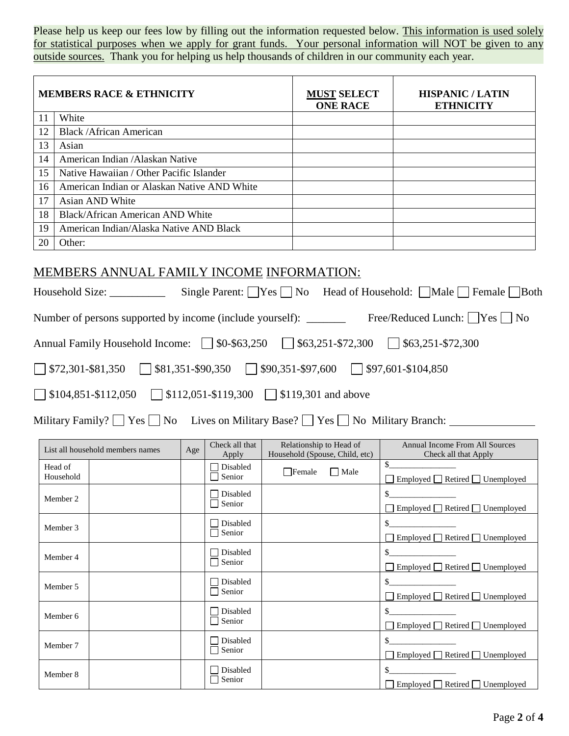Please help us keep our fees low by filling out the information requested below. <u>This information is used solely for statistical purposes when we apply for grant funds. Your personal information will NOT be given to any outside sources.</u> Thank you for helping us help thousands of children in our community each year.

| | MEMBERS RACE & ETHNICITY | **MUST** SELECT ONE RACE | HISPANIC / LATIN ETHNICITY |
|---|---|---|---|
| 11 | White | | |
| 12 | Black /African American | | |
| 13 | Asian | | |
| 14 | American Indian /Alaskan Native | | |
| 15 | Native Hawaiian / Other Pacific Islander | | |
| 16 | American Indian or Alaskan Native AND White | | |
| 17 | Asian AND White | | |
| 18 | Black/African American AND White | | |
| 19 | American Indian/Alaska Native AND Black | | |
| 20 | Other: | | |

## MEMBERS ANNUAL FAMILY INCOME INFORMATION:

Household Size: __________ Single Parent: ☐ Yes ☐ No Head of Household: ☐ Male ☐ Female ☐ Both

Number of persons supported by income (include yourself): _______ Free/Reduced Lunch: ☐ Yes ☐ No

Annual Family Household Income: ☐ $0-$63,250 ☐ $63,251-$72,300 ☐ $63,251-$72,300

☐ $72,301-$81,350 ☐ $81,351-$90,350 ☐ $90,351-$97,600 ☐ $97,601-$104,850

☐ $104,851-$112,050 ☐ $112,051-$119,300 ☐ $119,301 and above

Military Family? ☐ Yes ☐ No Lives on Military Base? ☐ Yes ☐ No Military Branch: _______________

| List all household members names | | Age | Check all that Apply | Relationship to Head of Household (Spouse, Child, etc) | Annual Income From All Sources Check all that Apply |
|---|---|---|---|---|---|
| Head of Household | | | ☐ Disabled ☐ Senior | ☐ Female ☐ Male | $_______________ ☐ Employed ☐ Retired ☐ Unemployed |
| Member 2 | | | ☐ Disabled ☐ Senior | | $_______________ ☐ Employed ☐ Retired ☐ Unemployed |
| Member 3 | | | ☐ Disabled ☐ Senior | | $_______________ ☐ Employed ☐ Retired ☐ Unemployed |
| Member 4 | | | ☐ Disabled ☐ Senior | | $_______________ ☐ Employed ☐ Retired ☐ Unemployed |
| Member 5 | | | ☐ Disabled ☐ Senior | | $_______________ ☐ Employed ☐ Retired ☐ Unemployed |
| Member 6 | | | ☐ Disabled ☐ Senior | | $_______________ ☐ Employed ☐ Retired ☐ Unemployed |
| Member 7 | | | ☐ Disabled ☐ Senior | | $_______________ ☐ Employed ☐ Retired ☐ Unemployed |
| Member 8 | | | ☐ Disabled ☐ Senior | | $_______________ ☐ Employed ☐ Retired ☐ Unemployed |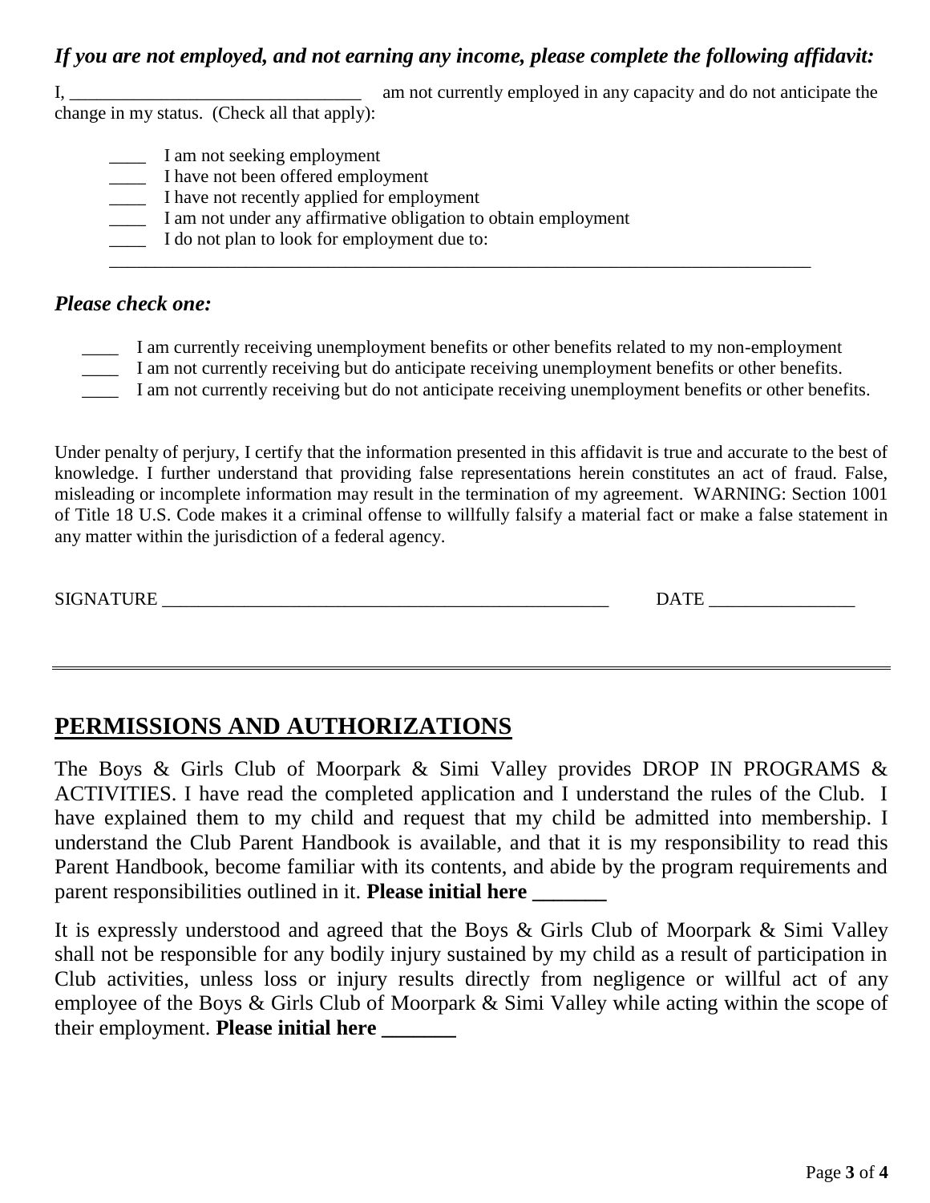### *If you are not employed, and not earning any income, please complete the following affidavit:*

I, ________________________________ am not currently employed in any capacity and do not anticipate the change in my status. (Check all that apply):

- ____ I am not seeking employment
- ____ I have not been offered employment
- ____ I have not recently applied for employment
- ____ I am not under any affirmative obligation to obtain employment
- ____ I do not plan to look for employment due to:

_______________________________________________________________________________

### *Please check one:*

- ____ I am currently receiving unemployment benefits or other benefits related to my non-employment
- ____ I am not currently receiving but do anticipate receiving unemployment benefits or other benefits.
- ____ I am not currently receiving but do not anticipate receiving unemployment benefits or other benefits.

Under penalty of perjury, I certify that the information presented in this affidavit is true and accurate to the best of knowledge. I further understand that providing false representations herein constitutes an act of fraud. False, misleading or incomplete information may result in the termination of my agreement. WARNING: Section 1001 of Title 18 U.S. Code makes it a criminal offense to willfully falsify a material fact or make a false statement in any matter within the jurisdiction of a federal agency.

SIGNATURE ___________________________________________________ DATE ________________

---

## PERMISSIONS AND AUTHORIZATIONS

The Boys & Girls Club of Moorpark & Simi Valley provides DROP IN PROGRAMS & ACTIVITIES. I have read the completed application and I understand the rules of the Club. I have explained them to my child and request that my child be admitted into membership. I understand the Club Parent Handbook is available, and that it is my responsibility to read this Parent Handbook, become familiar with its contents, and abide by the program requirements and parent responsibilities outlined in it. **Please initial here _______**

It is expressly understood and agreed that the Boys & Girls Club of Moorpark & Simi Valley shall not be responsible for any bodily injury sustained by my child as a result of participation in Club activities, unless loss or injury results directly from negligence or willful act of any employee of the Boys & Girls Club of Moorpark & Simi Valley while acting within the scope of their employment. **Please initial here _______**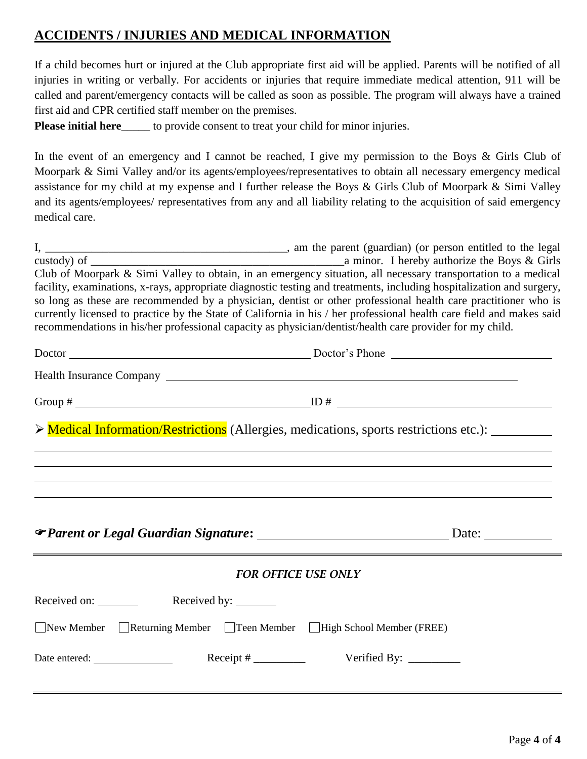## ACCIDENTS / INJURIES AND MEDICAL INFORMATION

If a child becomes hurt or injured at the Club appropriate first aid will be applied. Parents will be notified of all injuries in writing or verbally. For accidents or injuries that require immediate medical attention, 911 will be called and parent/emergency contacts will be called as soon as possible. The program will always have a trained first aid and CPR certified staff member on the premises.

**Please initial here**_____ to provide consent to treat your child for minor injuries.

In the event of an emergency and I cannot be reached, I give my permission to the Boys & Girls Club of Moorpark & Simi Valley and/or its agents/employees/representatives to obtain all necessary emergency medical assistance for my child at my expense and I further release the Boys & Girls Club of Moorpark & Simi Valley and its agents/employees/ representatives from any and all liability relating to the acquisition of said emergency medical care.

I, ___________________________________________, am the parent (guardian) (or person entitled to the legal custody) of _____________________________________________a minor. I hereby authorize the Boys & Girls Club of Moorpark & Simi Valley to obtain, in an emergency situation, all necessary transportation to a medical facility, examinations, x-rays, appropriate diagnostic testing and treatments, including hospitalization and surgery, so long as these are recommended by a physician, dentist or other professional health care practitioner who is currently licensed to practice by the State of California in his / her professional health care field and makes said recommendations in his/her professional capacity as physician/dentist/health care provider for my child.

Doctor ___________________________________________ Doctor's Phone ___________________________

Health Insurance Company ___________________________________________________________

Group # ________________________________________ ID # ____________________________________

- Medical Information/Restrictions (Allergies, medications, sports restrictions etc.): _________

_____________________________________________________________________________________

_____________________________________________________________________________________

_____________________________________________________________________________________

_____________________________________________________________________________________

☞ ***Parent or Legal Guardian Signature*:** _____________________________ Date: ___________

*FOR OFFICE USE ONLY*

Received on: _______ Received by: _______

☐ New Member ☐ Returning Member ☐ Teen Member ☐ High School Member (FREE)

Date entered: ______________ Receipt # _________ Verified By: _________